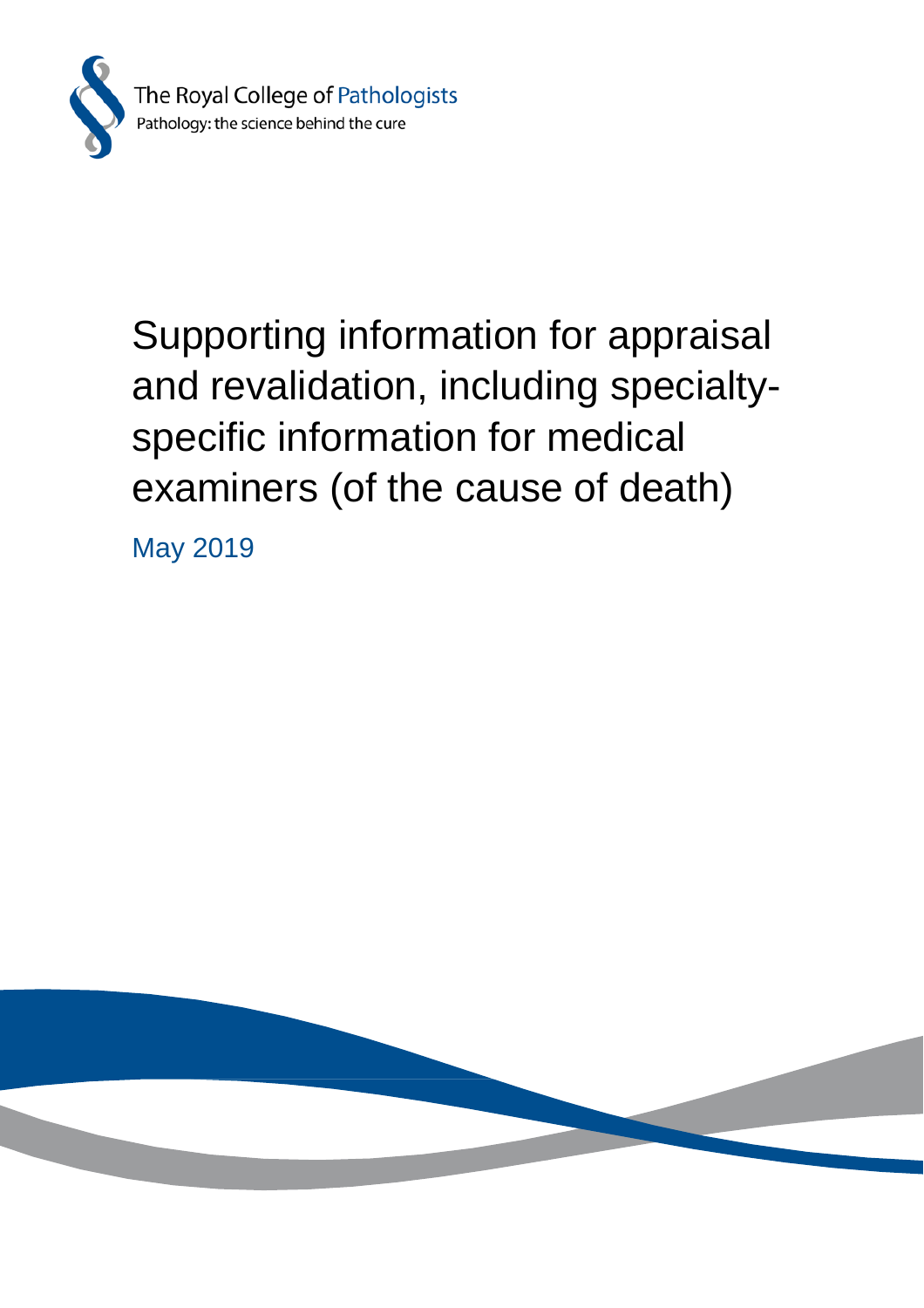The Royal College of Pathologists
Pathology: the science behind the cure

# Supporting information for appraisal and revalidation, including specialty-specific information for medical examiners (of the cause of death)

May 2019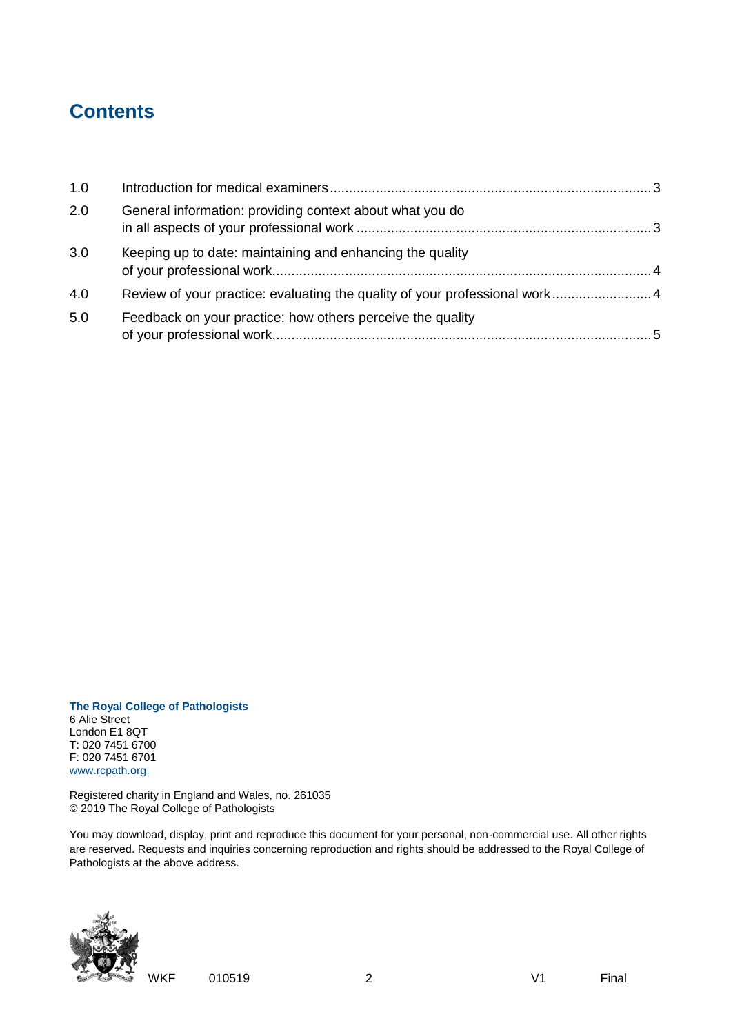# Contents

| | | |
|---|---|---|
| 1.0 | Introduction for medical examiners | 3 |
| 2.0 | General information: providing context about what you do in all aspects of your professional work | 3 |
| 3.0 | Keeping up to date: maintaining and enhancing the quality of your professional work | 4 |
| 4.0 | Review of your practice: evaluating the quality of your professional work | 4 |
| 5.0 | Feedback on your practice: how others perceive the quality of your professional work | 5 |

**The Royal College of Pathologists**
6 Alie Street
London E1 8QT
T: 020 7451 6700
F: 020 7451 6701
www.rcpath.org

Registered charity in England and Wales, no. 261035
© 2019 The Royal College of Pathologists

You may download, display, print and reproduce this document for your personal, non-commercial use. All other rights are reserved. Requests and inquiries concerning reproduction and rights should be addressed to the Royal College of Pathologists at the above address.

WKF 010519 V1 Final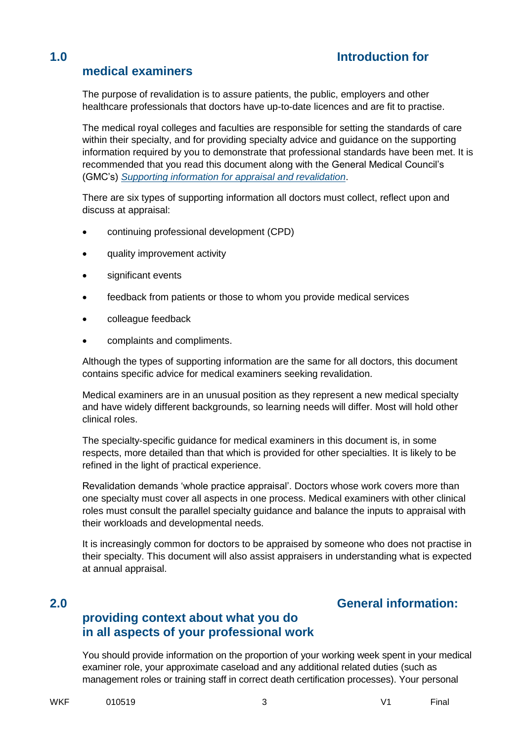## 1.0 Introduction for medical examiners

The purpose of revalidation is to assure patients, the public, employers and other healthcare professionals that doctors have up-to-date licences and are fit to practise.

The medical royal colleges and faculties are responsible for setting the standards of care within their specialty, and for providing specialty advice and guidance on the supporting information required by you to demonstrate that professional standards have been met. It is recommended that you read this document along with the General Medical Council's (GMC's) *Supporting information for appraisal and revalidation*.

There are six types of supporting information all doctors must collect, reflect upon and discuss at appraisal:

- continuing professional development (CPD)
- quality improvement activity
- significant events
- feedback from patients or those to whom you provide medical services
- colleague feedback
- complaints and compliments.

Although the types of supporting information are the same for all doctors, this document contains specific advice for medical examiners seeking revalidation.

Medical examiners are in an unusual position as they represent a new medical specialty and have widely different backgrounds, so learning needs will differ. Most will hold other clinical roles.

The specialty-specific guidance for medical examiners in this document is, in some respects, more detailed than that which is provided for other specialties. It is likely to be refined in the light of practical experience.

Revalidation demands 'whole practice appraisal'. Doctors whose work covers more than one specialty must cover all aspects in one process. Medical examiners with other clinical roles must consult the parallel specialty guidance and balance the inputs to appraisal with their workloads and developmental needs.

It is increasingly common for doctors to be appraised by someone who does not practise in their specialty. This document will also assist appraisers in understanding what is expected at annual appraisal.

## 2.0 General information: providing context about what you do in all aspects of your professional work

You should provide information on the proportion of your working week spent in your medical examiner role, your approximate caseload and any additional related duties (such as management roles or training staff in correct death certification processes). Your personal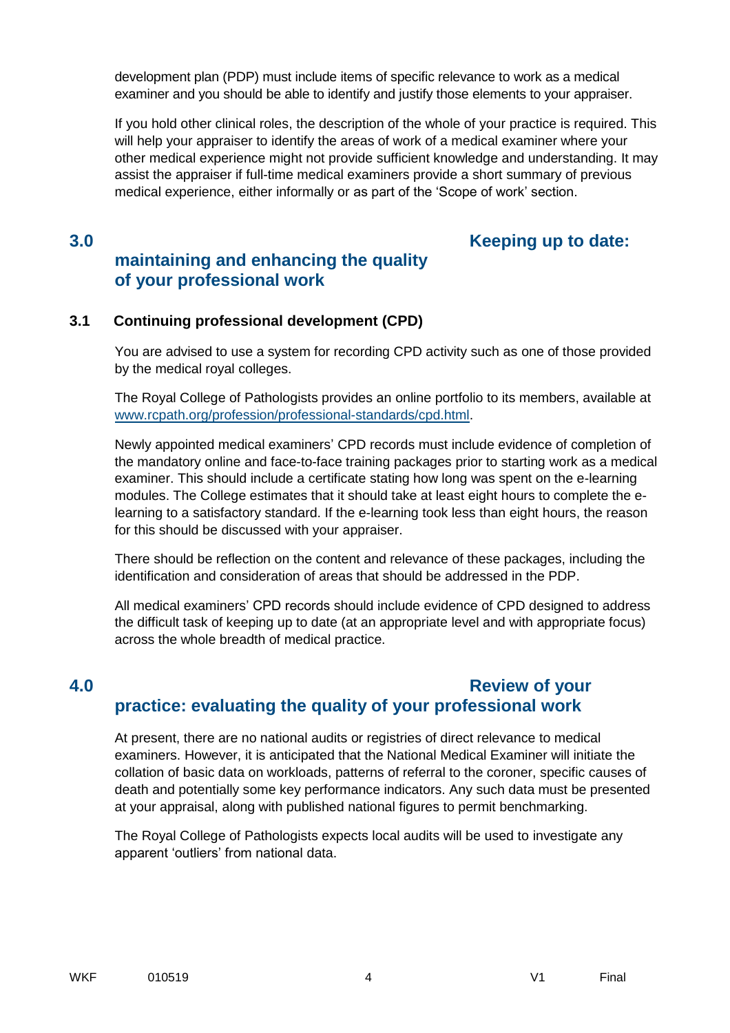development plan (PDP) must include items of specific relevance to work as a medical examiner and you should be able to identify and justify those elements to your appraiser.

If you hold other clinical roles, the description of the whole of your practice is required. This will help your appraiser to identify the areas of work of a medical examiner where your other medical experience might not provide sufficient knowledge and understanding. It may assist the appraiser if full-time medical examiners provide a short summary of previous medical experience, either informally or as part of the 'Scope of work' section.

## 3.0 Keeping up to date: maintaining and enhancing the quality of your professional work

### 3.1 Continuing professional development (CPD)

You are advised to use a system for recording CPD activity such as one of those provided by the medical royal colleges.

The Royal College of Pathologists provides an online portfolio to its members, available at www.rcpath.org/profession/professional-standards/cpd.html.

Newly appointed medical examiners' CPD records must include evidence of completion of the mandatory online and face-to-face training packages prior to starting work as a medical examiner. This should include a certificate stating how long was spent on the e-learning modules. The College estimates that it should take at least eight hours to complete the e-learning to a satisfactory standard. If the e-learning took less than eight hours, the reason for this should be discussed with your appraiser.

There should be reflection on the content and relevance of these packages, including the identification and consideration of areas that should be addressed in the PDP.

All medical examiners' CPD records should include evidence of CPD designed to address the difficult task of keeping up to date (at an appropriate level and with appropriate focus) across the whole breadth of medical practice.

## 4.0 Review of your practice: evaluating the quality of your professional work

At present, there are no national audits or registries of direct relevance to medical examiners. However, it is anticipated that the National Medical Examiner will initiate the collation of basic data on workloads, patterns of referral to the coroner, specific causes of death and potentially some key performance indicators. Any such data must be presented at your appraisal, along with published national figures to permit benchmarking.

The Royal College of Pathologists expects local audits will be used to investigate any apparent 'outliers' from national data.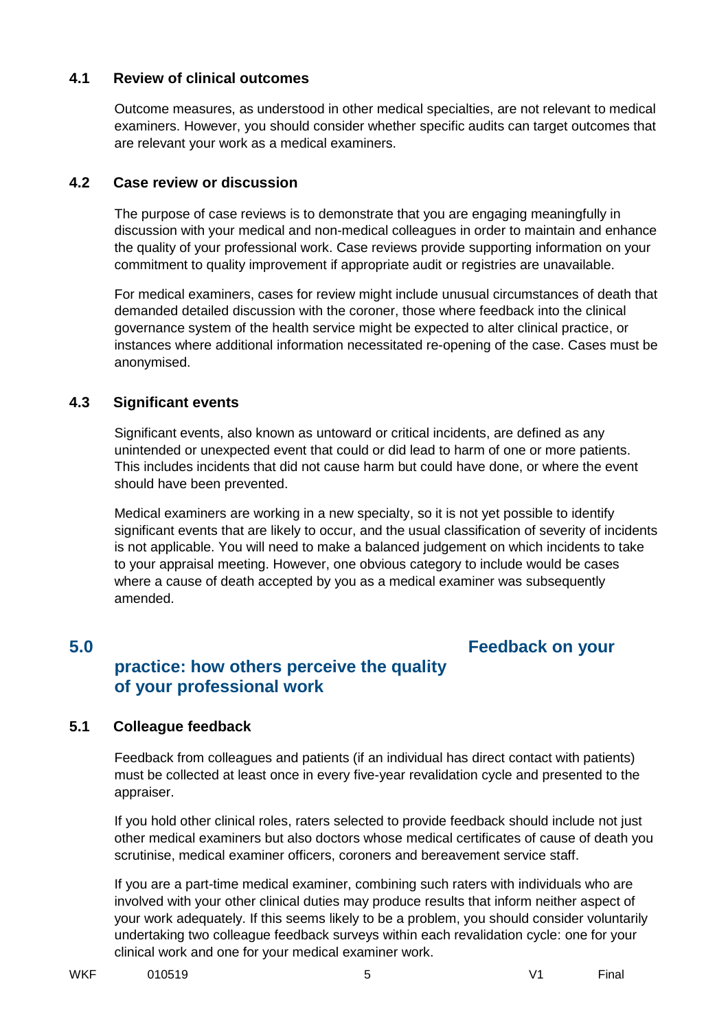### 4.1 Review of clinical outcomes

Outcome measures, as understood in other medical specialties, are not relevant to medical examiners. However, you should consider whether specific audits can target outcomes that are relevant your work as a medical examiners.

### 4.2 Case review or discussion

The purpose of case reviews is to demonstrate that you are engaging meaningfully in discussion with your medical and non-medical colleagues in order to maintain and enhance the quality of your professional work. Case reviews provide supporting information on your commitment to quality improvement if appropriate audit or registries are unavailable.

For medical examiners, cases for review might include unusual circumstances of death that demanded detailed discussion with the coroner, those where feedback into the clinical governance system of the health service might be expected to alter clinical practice, or instances where additional information necessitated re-opening of the case. Cases must be anonymised.

### 4.3 Significant events

Significant events, also known as untoward or critical incidents, are defined as any unintended or unexpected event that could or did lead to harm of one or more patients. This includes incidents that did not cause harm but could have done, or where the event should have been prevented.

Medical examiners are working in a new specialty, so it is not yet possible to identify significant events that are likely to occur, and the usual classification of severity of incidents is not applicable. You will need to make a balanced judgement on which incidents to take to your appraisal meeting. However, one obvious category to include would be cases where a cause of death accepted by you as a medical examiner was subsequently amended.

## 5.0 Feedback on your practice: how others perceive the quality of your professional work

### 5.1 Colleague feedback

Feedback from colleagues and patients (if an individual has direct contact with patients) must be collected at least once in every five-year revalidation cycle and presented to the appraiser.

If you hold other clinical roles, raters selected to provide feedback should include not just other medical examiners but also doctors whose medical certificates of cause of death you scrutinise, medical examiner officers, coroners and bereavement service staff.

If you are a part-time medical examiner, combining such raters with individuals who are involved with your other clinical duties may produce results that inform neither aspect of your work adequately. If this seems likely to be a problem, you should consider voluntarily undertaking two colleague feedback surveys within each revalidation cycle: one for your clinical work and one for your medical examiner work.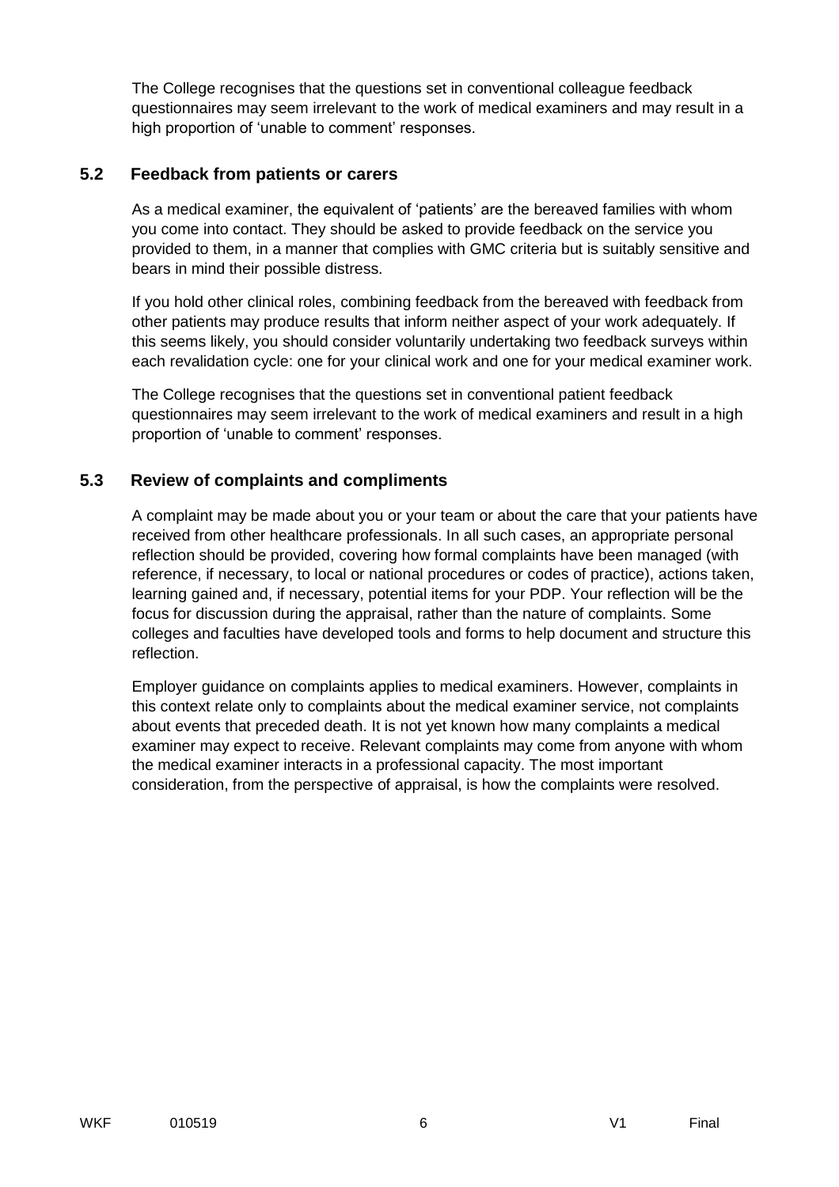The College recognises that the questions set in conventional colleague feedback questionnaires may seem irrelevant to the work of medical examiners and may result in a high proportion of 'unable to comment' responses.

### 5.2 Feedback from patients or carers

As a medical examiner, the equivalent of 'patients' are the bereaved families with whom you come into contact. They should be asked to provide feedback on the service you provided to them, in a manner that complies with GMC criteria but is suitably sensitive and bears in mind their possible distress.

If you hold other clinical roles, combining feedback from the bereaved with feedback from other patients may produce results that inform neither aspect of your work adequately. If this seems likely, you should consider voluntarily undertaking two feedback surveys within each revalidation cycle: one for your clinical work and one for your medical examiner work.

The College recognises that the questions set in conventional patient feedback questionnaires may seem irrelevant to the work of medical examiners and result in a high proportion of 'unable to comment' responses.

### 5.3 Review of complaints and compliments

A complaint may be made about you or your team or about the care that your patients have received from other healthcare professionals. In all such cases, an appropriate personal reflection should be provided, covering how formal complaints have been managed (with reference, if necessary, to local or national procedures or codes of practice), actions taken, learning gained and, if necessary, potential items for your PDP. Your reflection will be the focus for discussion during the appraisal, rather than the nature of complaints. Some colleges and faculties have developed tools and forms to help document and structure this reflection.

Employer guidance on complaints applies to medical examiners. However, complaints in this context relate only to complaints about the medical examiner service, not complaints about events that preceded death. It is not yet known how many complaints a medical examiner may expect to receive. Relevant complaints may come from anyone with whom the medical examiner interacts in a professional capacity. The most important consideration, from the perspective of appraisal, is how the complaints were resolved.